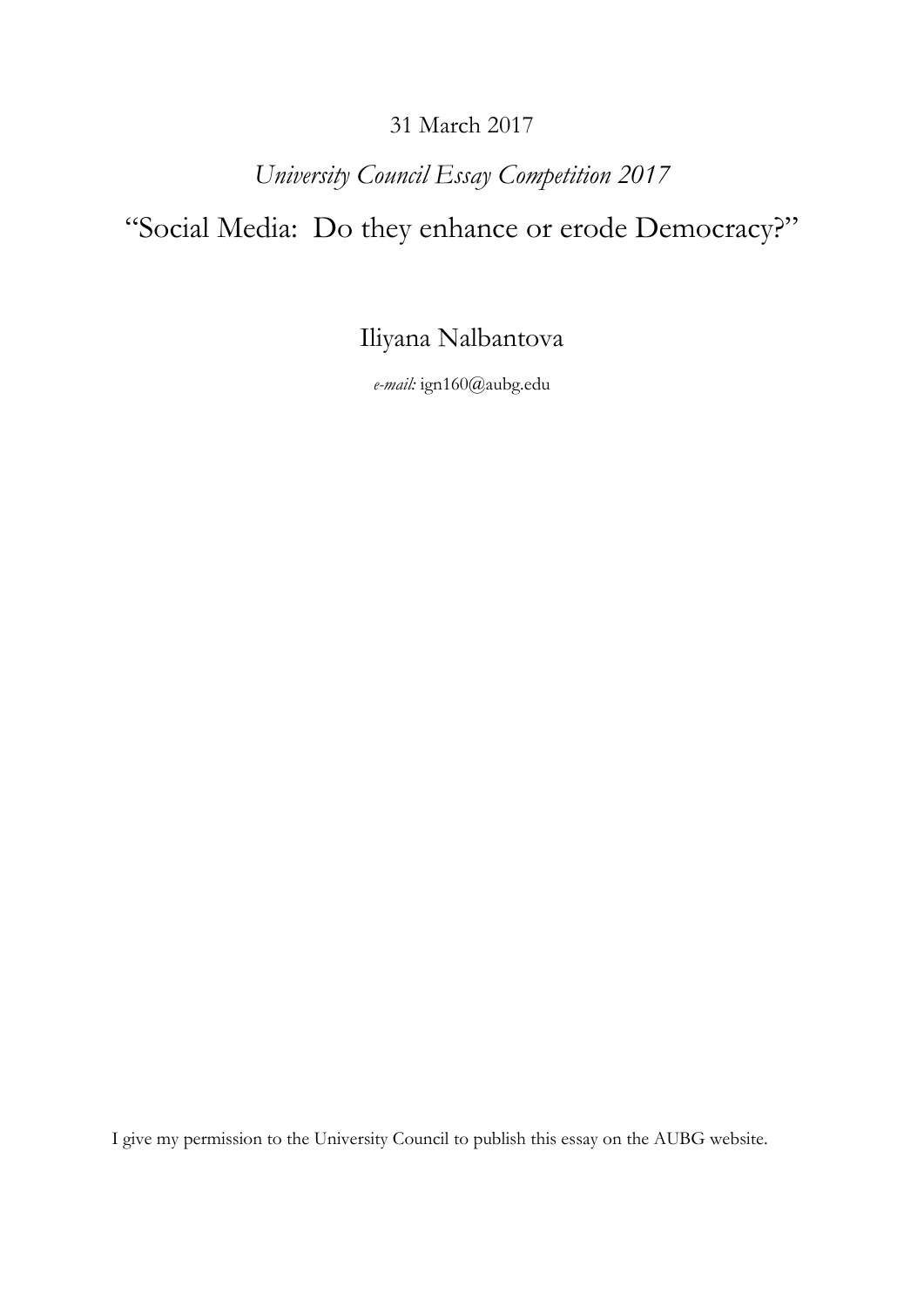31 March 2017

*University Council Essay Competition 2017*

# "Social Media: Do they enhance or erode Democracy?"

Iliyana Nalbantova

*e-mail:* ign160@aubg.edu

I give my permission to the University Council to publish this essay on the AUBG website.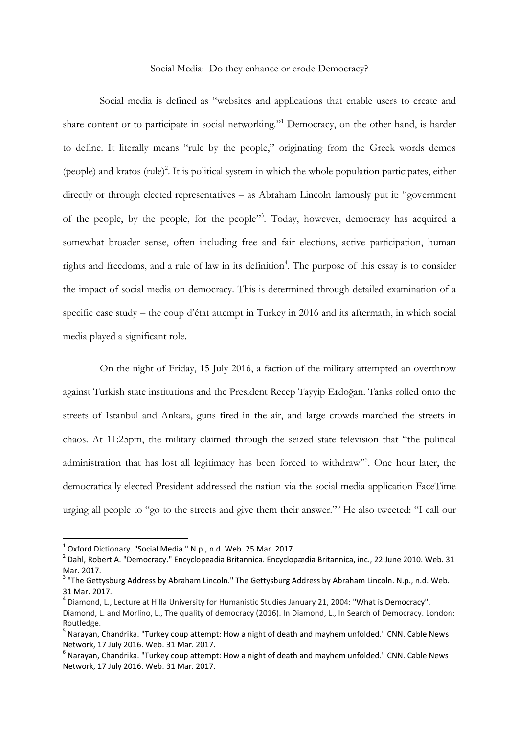Social Media: Do they enhance or erode Democracy?

Social media is defined as "websites and applications that enable users to create and share content or to participate in social networking."[1] Democracy, on the other hand, is harder to define. It literally means "rule by the people," originating from the Greek words demos (people) and kratos (rule)[2]. It is political system in which the whole population participates, either directly or through elected representatives – as Abraham Lincoln famously put it: "government of the people, by the people, for the people"[3]. Today, however, democracy has acquired a somewhat broader sense, often including free and fair elections, active participation, human rights and freedoms, and a rule of law in its definition[4]. The purpose of this essay is to consider the impact of social media on democracy. This is determined through detailed examination of a specific case study – the coup d'état attempt in Turkey in 2016 and its aftermath, in which social media played a significant role.

On the night of Friday, 15 July 2016, a faction of the military attempted an overthrow against Turkish state institutions and the President Recep Tayyip Erdoğan. Tanks rolled onto the streets of Istanbul and Ankara, guns fired in the air, and large crowds marched the streets in chaos. At 11:25pm, the military claimed through the seized state television that "the political administration that has lost all legitimacy has been forced to withdraw"[5]. One hour later, the democratically elected President addressed the nation via the social media application FaceTime urging all people to "go to the streets and give them their answer."[6] He also tweeted: "I call our

---

[1] Oxford Dictionary. "Social Media." N.p., n.d. Web. 25 Mar. 2017.

[2] Dahl, Robert A. "Democracy." Encyclopeadia Britannica. Encyclopædia Britannica, inc., 22 June 2010. Web. 31 Mar. 2017.

[3] "The Gettysburg Address by Abraham Lincoln." The Gettysburg Address by Abraham Lincoln. N.p., n.d. Web. 31 Mar. 2017.

[4] Diamond, L., Lecture at Hilla University for Humanistic Studies January 21, 2004: "What is Democracy". Diamond, L. and Morlino, L., The quality of democracy (2016). In Diamond, L., In Search of Democracy. London: Routledge.

[5] Narayan, Chandrika. "Turkey coup attempt: How a night of death and mayhem unfolded." CNN. Cable News Network, 17 July 2016. Web. 31 Mar. 2017.

[6] Narayan, Chandrika. "Turkey coup attempt: How a night of death and mayhem unfolded." CNN. Cable News Network, 17 July 2016. Web. 31 Mar. 2017.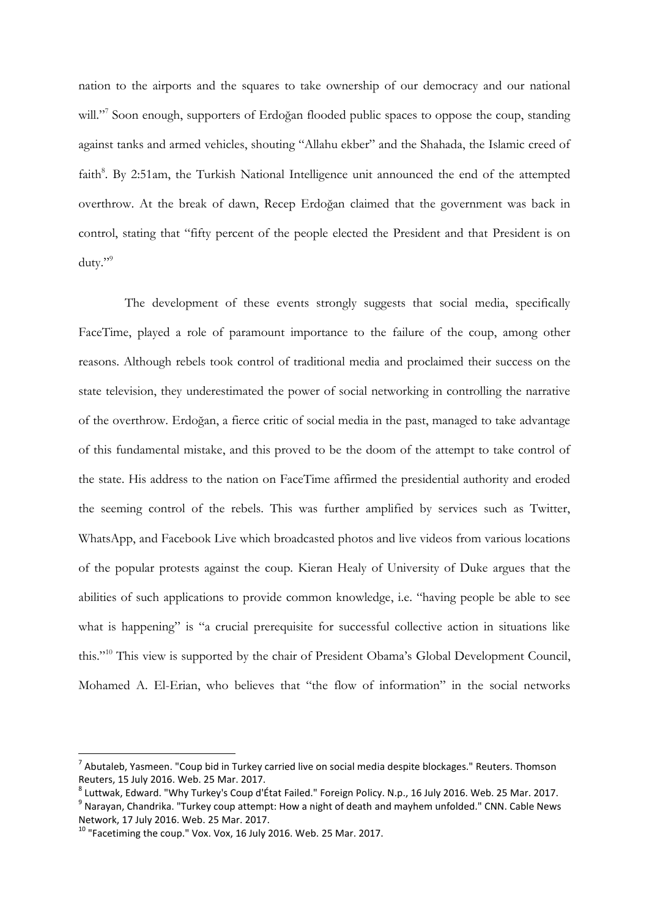nation to the airports and the squares to take ownership of our democracy and our national will."[7] Soon enough, supporters of Erdoğan flooded public spaces to oppose the coup, standing against tanks and armed vehicles, shouting "Allahu ekber" and the Shahada, the Islamic creed of faith[8]. By 2:51am, the Turkish National Intelligence unit announced the end of the attempted overthrow. At the break of dawn, Recep Erdoğan claimed that the government was back in control, stating that "fifty percent of the people elected the President and that President is on duty."[9]

The development of these events strongly suggests that social media, specifically FaceTime, played a role of paramount importance to the failure of the coup, among other reasons. Although rebels took control of traditional media and proclaimed their success on the state television, they underestimated the power of social networking in controlling the narrative of the overthrow. Erdoğan, a fierce critic of social media in the past, managed to take advantage of this fundamental mistake, and this proved to be the doom of the attempt to take control of the state. His address to the nation on FaceTime affirmed the presidential authority and eroded the seeming control of the rebels. This was further amplified by services such as Twitter, WhatsApp, and Facebook Live which broadcasted photos and live videos from various locations of the popular protests against the coup. Kieran Healy of University of Duke argues that the abilities of such applications to provide common knowledge, i.e. "having people be able to see what is happening" is "a crucial prerequisite for successful collective action in situations like this."[10] This view is supported by the chair of President Obama's Global Development Council, Mohamed A. El-Erian, who believes that "the flow of information" in the social networks

---

[7] Abutaleb, Yasmeen. "Coup bid in Turkey carried live on social media despite blockages." Reuters. Thomson Reuters, 15 July 2016. Web. 25 Mar. 2017.

[8] Luttwak, Edward. "Why Turkey's Coup d'État Failed." Foreign Policy. N.p., 16 July 2016. Web. 25 Mar. 2017.

[9] Narayan, Chandrika. "Turkey coup attempt: How a night of death and mayhem unfolded." CNN. Cable News Network, 17 July 2016. Web. 25 Mar. 2017.

[10] "Facetiming the coup." Vox. Vox, 16 July 2016. Web. 25 Mar. 2017.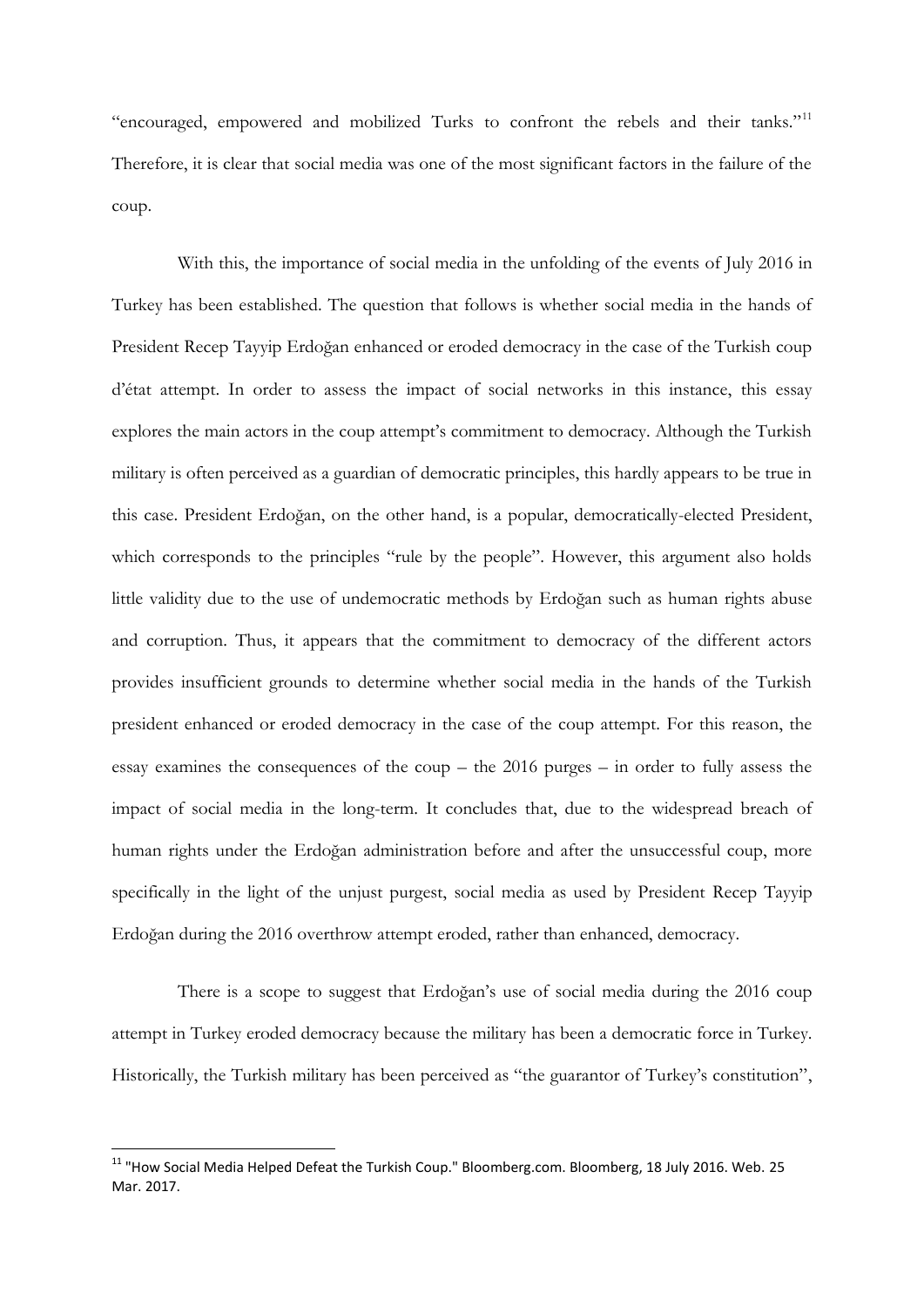"encouraged, empowered and mobilized Turks to confront the rebels and their tanks."[11] Therefore, it is clear that social media was one of the most significant factors in the failure of the coup.

With this, the importance of social media in the unfolding of the events of July 2016 in Turkey has been established. The question that follows is whether social media in the hands of President Recep Tayyip Erdoğan enhanced or eroded democracy in the case of the Turkish coup d'état attempt. In order to assess the impact of social networks in this instance, this essay explores the main actors in the coup attempt's commitment to democracy. Although the Turkish military is often perceived as a guardian of democratic principles, this hardly appears to be true in this case. President Erdoğan, on the other hand, is a popular, democratically-elected President, which corresponds to the principles "rule by the people". However, this argument also holds little validity due to the use of undemocratic methods by Erdoğan such as human rights abuse and corruption. Thus, it appears that the commitment to democracy of the different actors provides insufficient grounds to determine whether social media in the hands of the Turkish president enhanced or eroded democracy in the case of the coup attempt. For this reason, the essay examines the consequences of the coup – the 2016 purges – in order to fully assess the impact of social media in the long-term. It concludes that, due to the widespread breach of human rights under the Erdoğan administration before and after the unsuccessful coup, more specifically in the light of the unjust purgest, social media as used by President Recep Tayyip Erdoğan during the 2016 overthrow attempt eroded, rather than enhanced, democracy.

There is a scope to suggest that Erdoğan's use of social media during the 2016 coup attempt in Turkey eroded democracy because the military has been a democratic force in Turkey. Historically, the Turkish military has been perceived as "the guarantor of Turkey's constitution",

[11] "How Social Media Helped Defeat the Turkish Coup." Bloomberg.com. Bloomberg, 18 July 2016. Web. 25 Mar. 2017.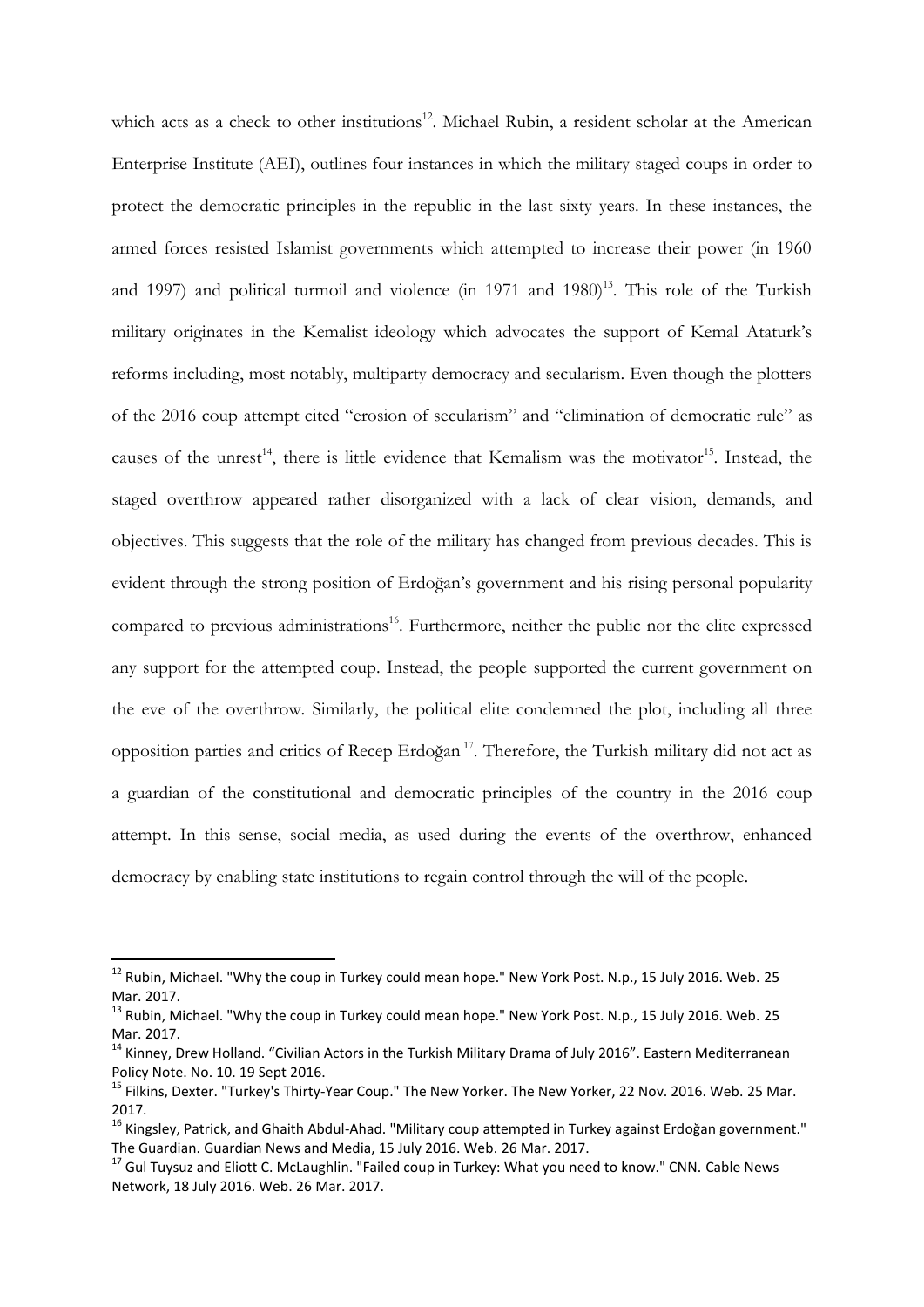which acts as a check to other institutions[12]. Michael Rubin, a resident scholar at the American Enterprise Institute (AEI), outlines four instances in which the military staged coups in order to protect the democratic principles in the republic in the last sixty years. In these instances, the armed forces resisted Islamist governments which attempted to increase their power (in 1960 and 1997) and political turmoil and violence (in 1971 and 1980)[13]. This role of the Turkish military originates in the Kemalist ideology which advocates the support of Kemal Ataturk's reforms including, most notably, multiparty democracy and secularism. Even though the plotters of the 2016 coup attempt cited "erosion of secularism" and "elimination of democratic rule" as causes of the unrest[14], there is little evidence that Kemalism was the motivator[15]. Instead, the staged overthrow appeared rather disorganized with a lack of clear vision, demands, and objectives. This suggests that the role of the military has changed from previous decades. This is evident through the strong position of Erdoğan's government and his rising personal popularity compared to previous administrations[16]. Furthermore, neither the public nor the elite expressed any support for the attempted coup. Instead, the people supported the current government on the eve of the overthrow. Similarly, the political elite condemned the plot, including all three opposition parties and critics of Recep Erdoğan[17]. Therefore, the Turkish military did not act as a guardian of the constitutional and democratic principles of the country in the 2016 coup attempt. In this sense, social media, as used during the events of the overthrow, enhanced democracy by enabling state institutions to regain control through the will of the people.

---

[12] Rubin, Michael. "Why the coup in Turkey could mean hope." New York Post. N.p., 15 July 2016. Web. 25 Mar. 2017.

[13] Rubin, Michael. "Why the coup in Turkey could mean hope." New York Post. N.p., 15 July 2016. Web. 25 Mar. 2017.

[14] Kinney, Drew Holland. "Civilian Actors in the Turkish Military Drama of July 2016". Eastern Mediterranean Policy Note. No. 10. 19 Sept 2016.

[15] Filkins, Dexter. "Turkey's Thirty-Year Coup." The New Yorker. The New Yorker, 22 Nov. 2016. Web. 25 Mar. 2017.

[16] Kingsley, Patrick, and Ghaith Abdul-Ahad. "Military coup attempted in Turkey against Erdoğan government." The Guardian. Guardian News and Media, 15 July 2016. Web. 26 Mar. 2017.

[17] Gul Tuysuz and Eliott C. McLaughlin. "Failed coup in Turkey: What you need to know." CNN. Cable News Network, 18 July 2016. Web. 26 Mar. 2017.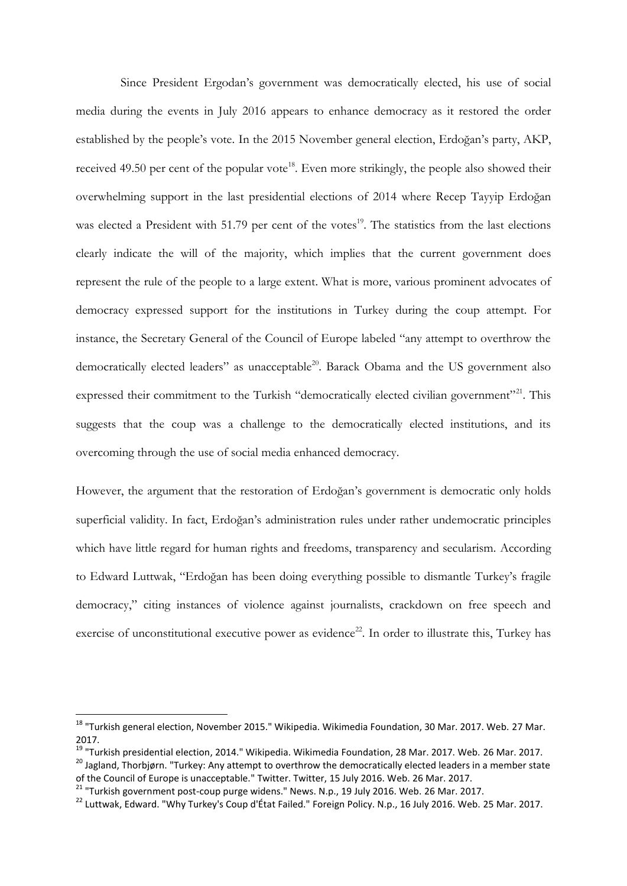Since President Ergodan's government was democratically elected, his use of social media during the events in July 2016 appears to enhance democracy as it restored the order established by the people's vote. In the 2015 November general election, Erdoğan's party, AKP, received 49.50 per cent of the popular vote[18]. Even more strikingly, the people also showed their overwhelming support in the last presidential elections of 2014 where Recep Tayyip Erdoğan was elected a President with 51.79 per cent of the votes[19]. The statistics from the last elections clearly indicate the will of the majority, which implies that the current government does represent the rule of the people to a large extent. What is more, various prominent advocates of democracy expressed support for the institutions in Turkey during the coup attempt. For instance, the Secretary General of the Council of Europe labeled "any attempt to overthrow the democratically elected leaders" as unacceptable[20]. Barack Obama and the US government also expressed their commitment to the Turkish "democratically elected civilian government"[21]. This suggests that the coup was a challenge to the democratically elected institutions, and its overcoming through the use of social media enhanced democracy.

However, the argument that the restoration of Erdoğan's government is democratic only holds superficial validity. In fact, Erdoğan's administration rules under rather undemocratic principles which have little regard for human rights and freedoms, transparency and secularism. According to Edward Luttwak, "Erdoğan has been doing everything possible to dismantle Turkey's fragile democracy," citing instances of violence against journalists, crackdown on free speech and exercise of unconstitutional executive power as evidence[22]. In order to illustrate this, Turkey has

---

[18] "Turkish general election, November 2015." Wikipedia. Wikimedia Foundation, 30 Mar. 2017. Web. 27 Mar. 2017.

[19] "Turkish presidential election, 2014." Wikipedia. Wikimedia Foundation, 28 Mar. 2017. Web. 26 Mar. 2017.

[20] Jagland, Thorbjørn. "Turkey: Any attempt to overthrow the democratically elected leaders in a member state of the Council of Europe is unacceptable." Twitter. Twitter, 15 July 2016. Web. 26 Mar. 2017.

[21] "Turkish government post-coup purge widens." News. N.p., 19 July 2016. Web. 26 Mar. 2017.

[22] Luttwak, Edward. "Why Turkey's Coup d'État Failed." Foreign Policy. N.p., 16 July 2016. Web. 25 Mar. 2017.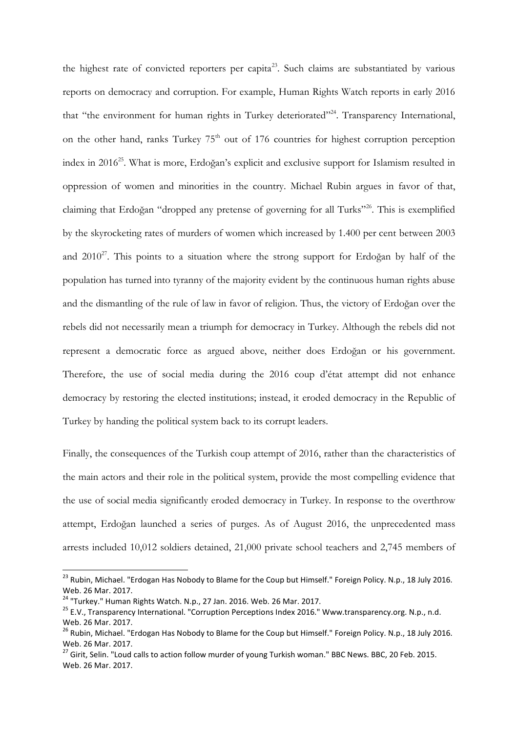the highest rate of convicted reporters per capita[23]. Such claims are substantiated by various reports on democracy and corruption. For example, Human Rights Watch reports in early 2016 that "the environment for human rights in Turkey deteriorated"[24]. Transparency International, on the other hand, ranks Turkey 75th out of 176 countries for highest corruption perception index in 2016[25]. What is more, Erdoğan's explicit and exclusive support for Islamism resulted in oppression of women and minorities in the country. Michael Rubin argues in favor of that, claiming that Erdoğan "dropped any pretense of governing for all Turks"[26]. This is exemplified by the skyrocketing rates of murders of women which increased by 1.400 per cent between 2003 and 2010[27]. This points to a situation where the strong support for Erdoğan by half of the population has turned into tyranny of the majority evident by the continuous human rights abuse and the dismantling of the rule of law in favor of religion. Thus, the victory of Erdoğan over the rebels did not necessarily mean a triumph for democracy in Turkey. Although the rebels did not represent a democratic force as argued above, neither does Erdoğan or his government. Therefore, the use of social media during the 2016 coup d'état attempt did not enhance democracy by restoring the elected institutions; instead, it eroded democracy in the Republic of Turkey by handing the political system back to its corrupt leaders.

Finally, the consequences of the Turkish coup attempt of 2016, rather than the characteristics of the main actors and their role in the political system, provide the most compelling evidence that the use of social media significantly eroded democracy in Turkey. In response to the overthrow attempt, Erdoğan launched a series of purges. As of August 2016, the unprecedented mass arrests included 10,012 soldiers detained, 21,000 private school teachers and 2,745 members of

---

[23] Rubin, Michael. "Erdogan Has Nobody to Blame for the Coup but Himself." Foreign Policy. N.p., 18 July 2016. Web. 26 Mar. 2017.

[24] "Turkey." Human Rights Watch. N.p., 27 Jan. 2016. Web. 26 Mar. 2017.

[25] E.V., Transparency International. "Corruption Perceptions Index 2016." Www.transparency.org. N.p., n.d. Web. 26 Mar. 2017.

[26] Rubin, Michael. "Erdogan Has Nobody to Blame for the Coup but Himself." Foreign Policy. N.p., 18 July 2016. Web. 26 Mar. 2017.

[27] Girit, Selin. "Loud calls to action follow murder of young Turkish woman." BBC News. BBC, 20 Feb. 2015. Web. 26 Mar. 2017.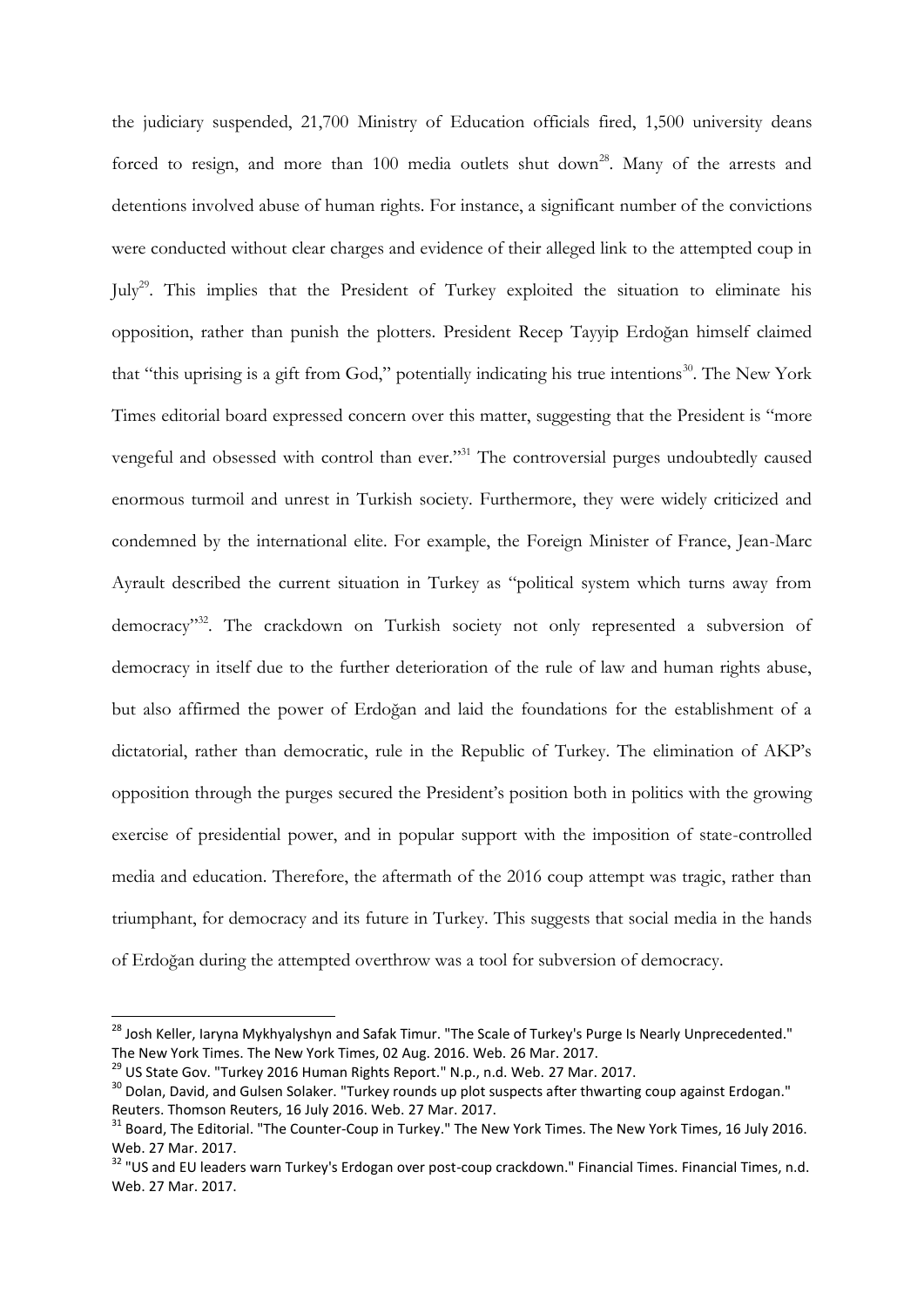the judiciary suspended, 21,700 Ministry of Education officials fired, 1,500 university deans forced to resign, and more than 100 media outlets shut down[28]. Many of the arrests and detentions involved abuse of human rights. For instance, a significant number of the convictions were conducted without clear charges and evidence of their alleged link to the attempted coup in July[29]. This implies that the President of Turkey exploited the situation to eliminate his opposition, rather than punish the plotters. President Recep Tayyip Erdoğan himself claimed that "this uprising is a gift from God," potentially indicating his true intentions[30]. The New York Times editorial board expressed concern over this matter, suggesting that the President is "more vengeful and obsessed with control than ever."[31] The controversial purges undoubtedly caused enormous turmoil and unrest in Turkish society. Furthermore, they were widely criticized and condemned by the international elite. For example, the Foreign Minister of France, Jean-Marc Ayrault described the current situation in Turkey as "political system which turns away from democracy"[32]. The crackdown on Turkish society not only represented a subversion of democracy in itself due to the further deterioration of the rule of law and human rights abuse, but also affirmed the power of Erdoğan and laid the foundations for the establishment of a dictatorial, rather than democratic, rule in the Republic of Turkey. The elimination of AKP's opposition through the purges secured the President's position both in politics with the growing exercise of presidential power, and in popular support with the imposition of state-controlled media and education. Therefore, the aftermath of the 2016 coup attempt was tragic, rather than triumphant, for democracy and its future in Turkey. This suggests that social media in the hands of Erdoğan during the attempted overthrow was a tool for subversion of democracy.

---

[28] Josh Keller, Iaryna Mykhyalyshyn and Safak Timur. "The Scale of Turkey's Purge Is Nearly Unprecedented." The New York Times. The New York Times, 02 Aug. 2016. Web. 26 Mar. 2017.

[29] US State Gov. "Turkey 2016 Human Rights Report." N.p., n.d. Web. 27 Mar. 2017.

[30] Dolan, David, and Gulsen Solaker. "Turkey rounds up plot suspects after thwarting coup against Erdogan." Reuters. Thomson Reuters, 16 July 2016. Web. 27 Mar. 2017.

[31] Board, The Editorial. "The Counter-Coup in Turkey." The New York Times. The New York Times, 16 July 2016. Web. 27 Mar. 2017.

[32] "US and EU leaders warn Turkey's Erdogan over post-coup crackdown." Financial Times. Financial Times, n.d. Web. 27 Mar. 2017.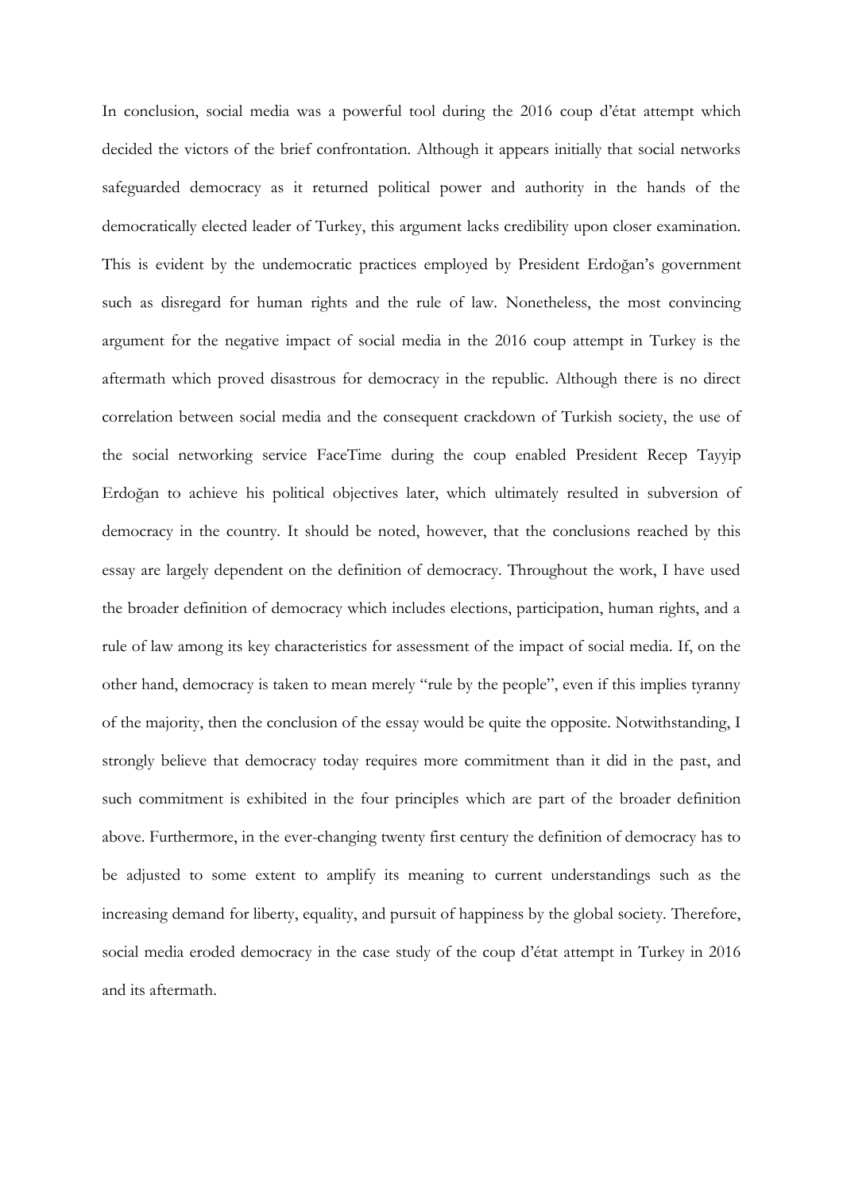In conclusion, social media was a powerful tool during the 2016 coup d'état attempt which decided the victors of the brief confrontation. Although it appears initially that social networks safeguarded democracy as it returned political power and authority in the hands of the democratically elected leader of Turkey, this argument lacks credibility upon closer examination. This is evident by the undemocratic practices employed by President Erdoğan's government such as disregard for human rights and the rule of law. Nonetheless, the most convincing argument for the negative impact of social media in the 2016 coup attempt in Turkey is the aftermath which proved disastrous for democracy in the republic. Although there is no direct correlation between social media and the consequent crackdown of Turkish society, the use of the social networking service FaceTime during the coup enabled President Recep Tayyip Erdoğan to achieve his political objectives later, which ultimately resulted in subversion of democracy in the country. It should be noted, however, that the conclusions reached by this essay are largely dependent on the definition of democracy. Throughout the work, I have used the broader definition of democracy which includes elections, participation, human rights, and a rule of law among its key characteristics for assessment of the impact of social media. If, on the other hand, democracy is taken to mean merely "rule by the people", even if this implies tyranny of the majority, then the conclusion of the essay would be quite the opposite. Notwithstanding, I strongly believe that democracy today requires more commitment than it did in the past, and such commitment is exhibited in the four principles which are part of the broader definition above. Furthermore, in the ever-changing twenty first century the definition of democracy has to be adjusted to some extent to amplify its meaning to current understandings such as the increasing demand for liberty, equality, and pursuit of happiness by the global society. Therefore, social media eroded democracy in the case study of the coup d'état attempt in Turkey in 2016 and its aftermath.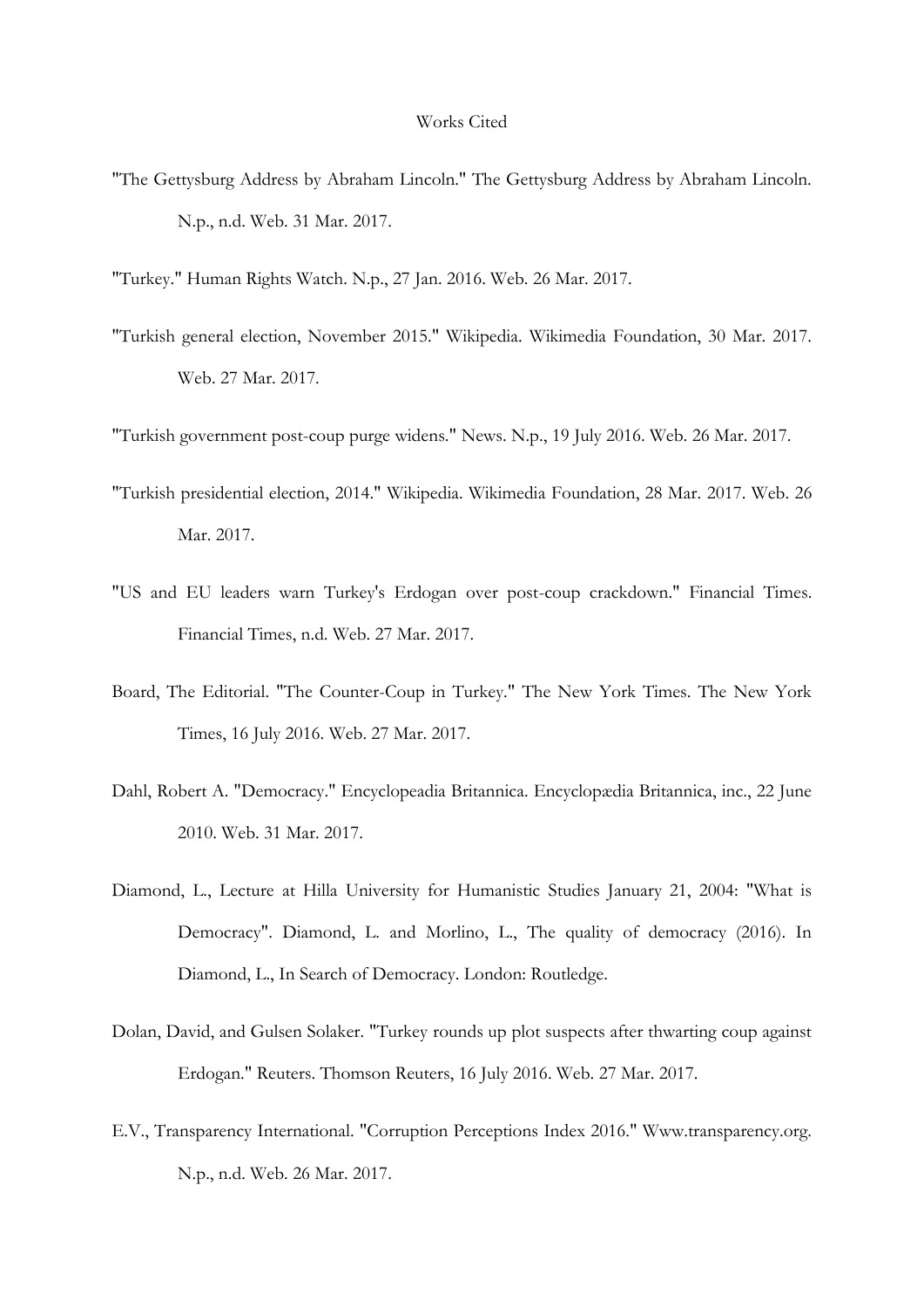# Works Cited

"The Gettysburg Address by Abraham Lincoln." The Gettysburg Address by Abraham Lincoln. N.p., n.d. Web. 31 Mar. 2017.

"Turkey." Human Rights Watch. N.p., 27 Jan. 2016. Web. 26 Mar. 2017.

"Turkish general election, November 2015." Wikipedia. Wikimedia Foundation, 30 Mar. 2017. Web. 27 Mar. 2017.

"Turkish government post-coup purge widens." News. N.p., 19 July 2016. Web. 26 Mar. 2017.

"Turkish presidential election, 2014." Wikipedia. Wikimedia Foundation, 28 Mar. 2017. Web. 26 Mar. 2017.

"US and EU leaders warn Turkey's Erdogan over post-coup crackdown." Financial Times. Financial Times, n.d. Web. 27 Mar. 2017.

Board, The Editorial. "The Counter-Coup in Turkey." The New York Times. The New York Times, 16 July 2016. Web. 27 Mar. 2017.

Dahl, Robert A. "Democracy." Encyclopeadia Britannica. Encyclopædia Britannica, inc., 22 June 2010. Web. 31 Mar. 2017.

Diamond, L., Lecture at Hilla University for Humanistic Studies January 21, 2004: "What is Democracy". Diamond, L. and Morlino, L., The quality of democracy (2016). In Diamond, L., In Search of Democracy. London: Routledge.

Dolan, David, and Gulsen Solaker. "Turkey rounds up plot suspects after thwarting coup against Erdogan." Reuters. Thomson Reuters, 16 July 2016. Web. 27 Mar. 2017.

E.V., Transparency International. "Corruption Perceptions Index 2016." Www.transparency.org. N.p., n.d. Web. 26 Mar. 2017.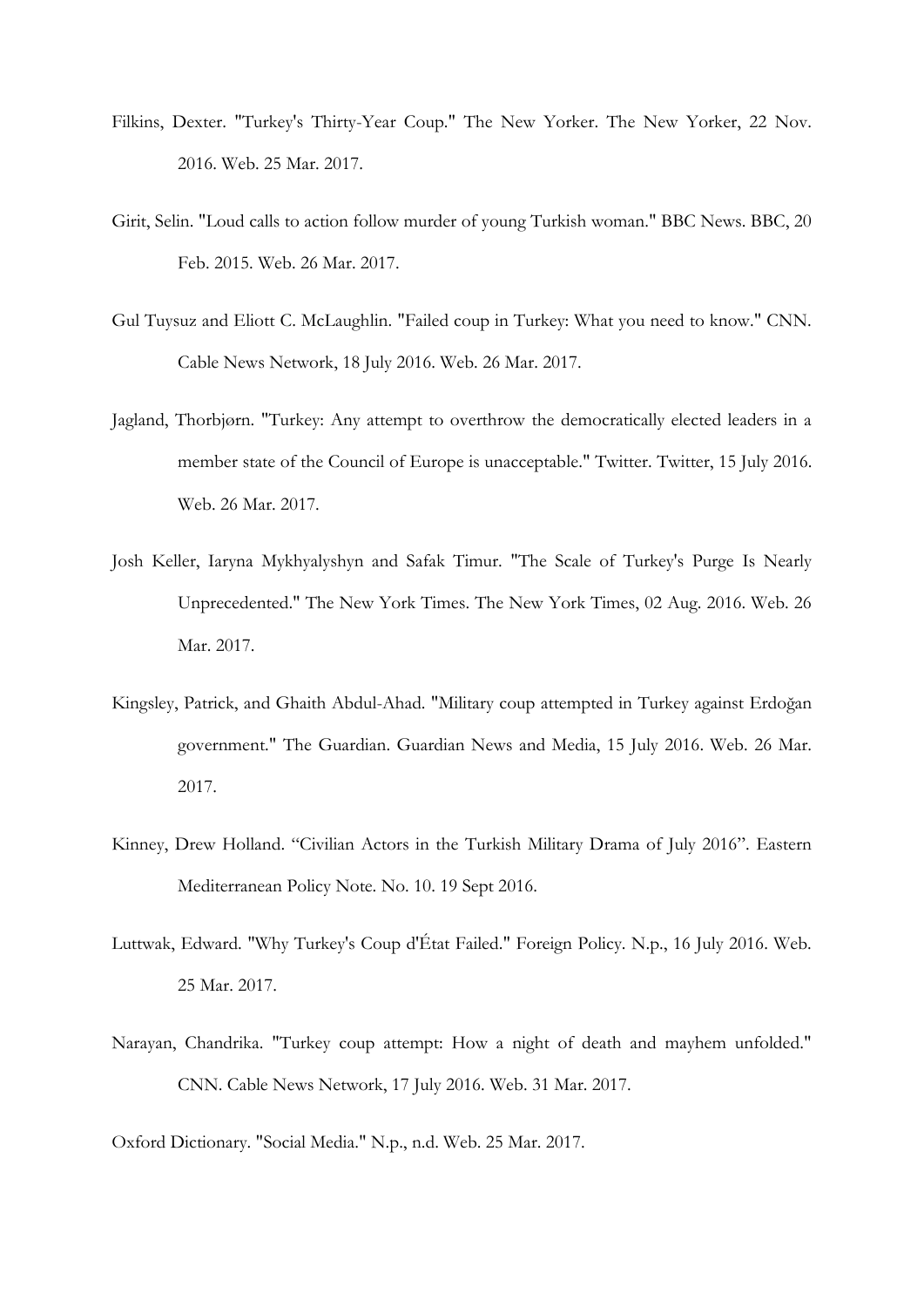Filkins, Dexter. "Turkey's Thirty-Year Coup." The New Yorker. The New Yorker, 22 Nov. 2016. Web. 25 Mar. 2017.

Girit, Selin. "Loud calls to action follow murder of young Turkish woman." BBC News. BBC, 20 Feb. 2015. Web. 26 Mar. 2017.

Gul Tuysuz and Eliott C. McLaughlin. "Failed coup in Turkey: What you need to know." CNN. Cable News Network, 18 July 2016. Web. 26 Mar. 2017.

Jagland, Thorbjørn. "Turkey: Any attempt to overthrow the democratically elected leaders in a member state of the Council of Europe is unacceptable." Twitter. Twitter, 15 July 2016. Web. 26 Mar. 2017.

Josh Keller, Iaryna Mykhyalyshyn and Safak Timur. "The Scale of Turkey's Purge Is Nearly Unprecedented." The New York Times. The New York Times, 02 Aug. 2016. Web. 26 Mar. 2017.

Kingsley, Patrick, and Ghaith Abdul-Ahad. "Military coup attempted in Turkey against Erdoğan government." The Guardian. Guardian News and Media, 15 July 2016. Web. 26 Mar. 2017.

Kinney, Drew Holland. "Civilian Actors in the Turkish Military Drama of July 2016". Eastern Mediterranean Policy Note. No. 10. 19 Sept 2016.

Luttwak, Edward. "Why Turkey's Coup d'État Failed." Foreign Policy. N.p., 16 July 2016. Web. 25 Mar. 2017.

Narayan, Chandrika. "Turkey coup attempt: How a night of death and mayhem unfolded." CNN. Cable News Network, 17 July 2016. Web. 31 Mar. 2017.

Oxford Dictionary. "Social Media." N.p., n.d. Web. 25 Mar. 2017.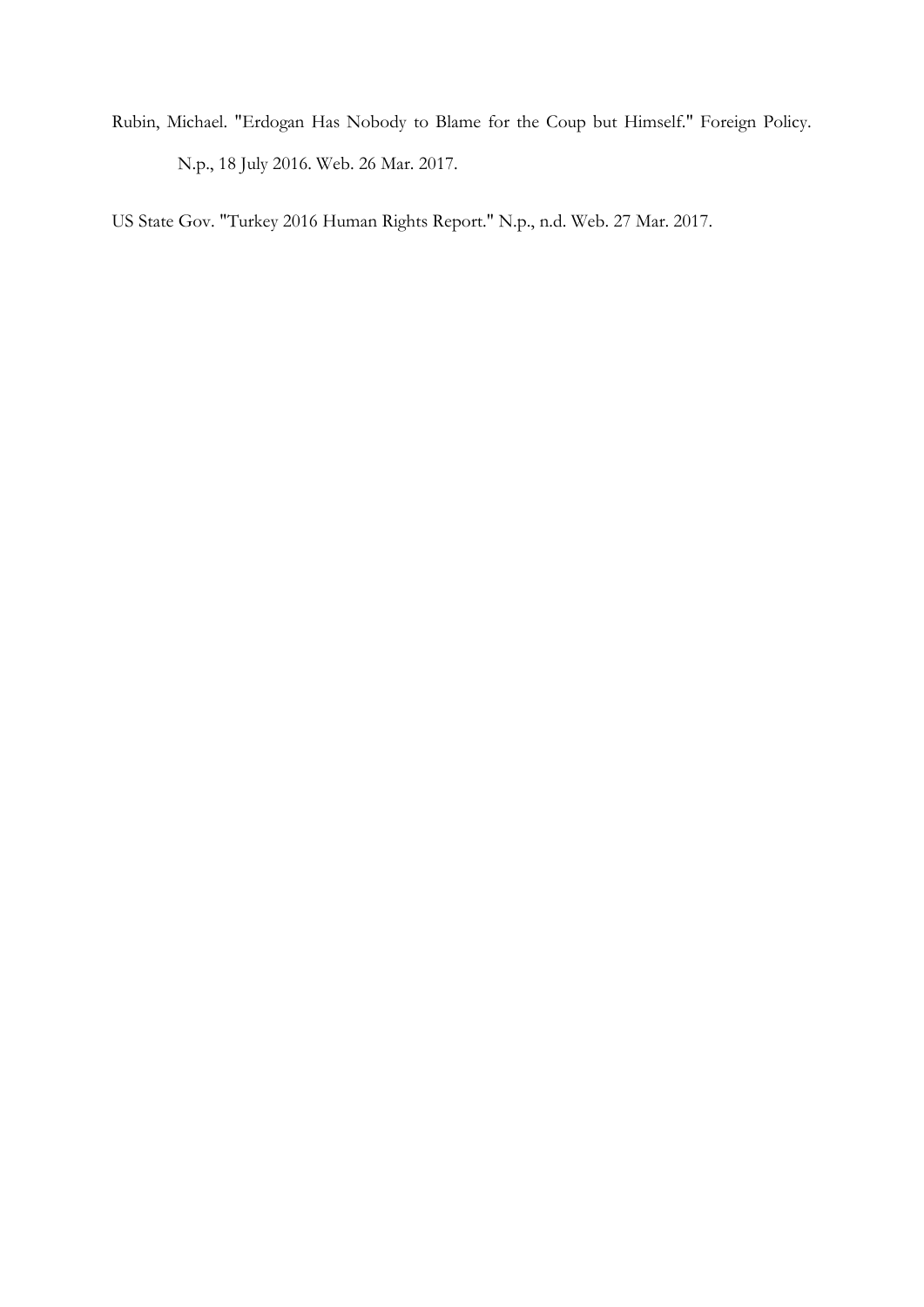Rubin, Michael. "Erdogan Has Nobody to Blame for the Coup but Himself." Foreign Policy. N.p., 18 July 2016. Web. 26 Mar. 2017.

US State Gov. "Turkey 2016 Human Rights Report." N.p., n.d. Web. 27 Mar. 2017.